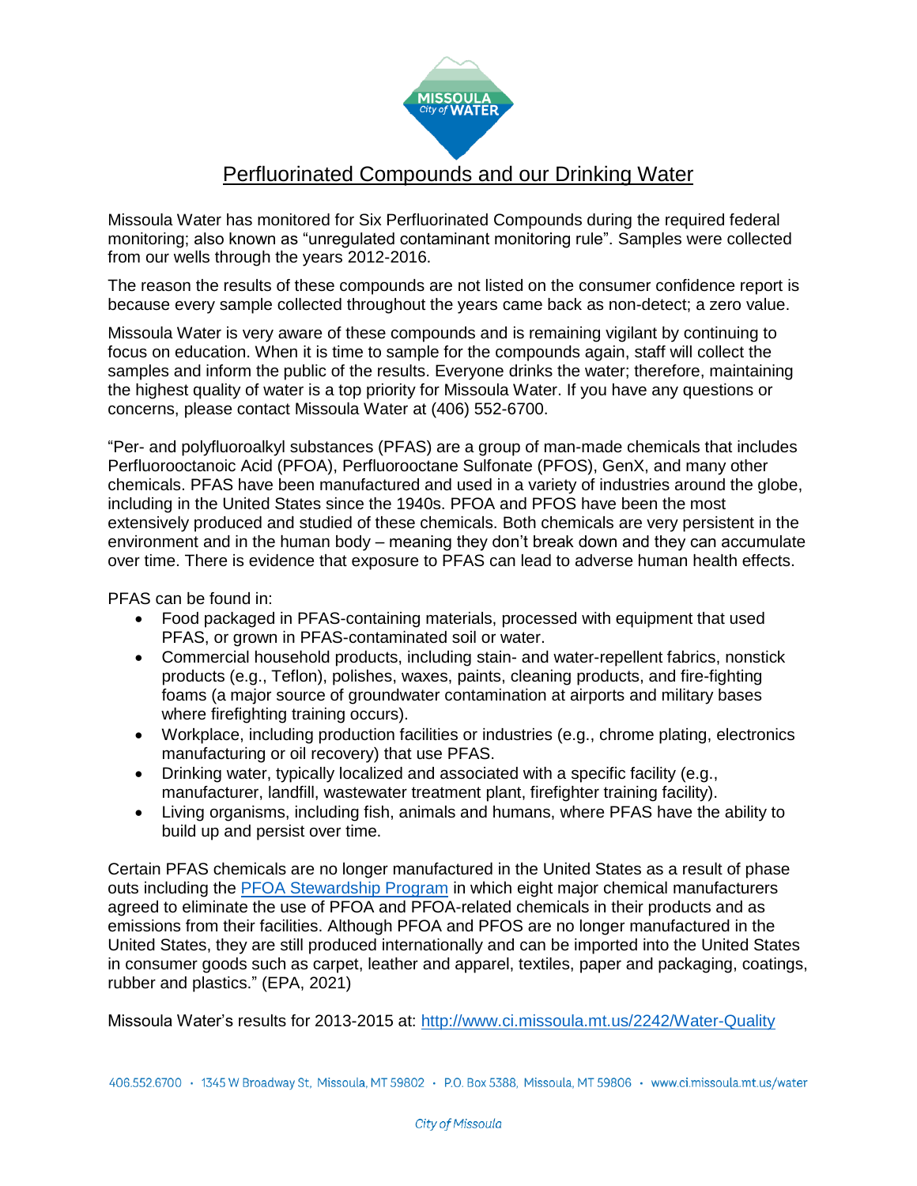# Perfluorinated Compounds and our Drinking Water

Missoula Water has monitored for Six Perfluorinated Compounds during the required federal monitoring; also known as "unregulated contaminant monitoring rule". Samples were collected from our wells through the years 2012-2016.

The reason the results of these compounds are not listed on the consumer confidence report is because every sample collected throughout the years came back as non-detect; a zero value.

Missoula Water is very aware of these compounds and is remaining vigilant by continuing to focus on education. When it is time to sample for the compounds again, staff will collect the samples and inform the public of the results. Everyone drinks the water; therefore, maintaining the highest quality of water is a top priority for Missoula Water. If you have any questions or concerns, please contact Missoula Water at (406) 552-6700.

"Per- and polyfluoroalkyl substances (PFAS) are a group of man-made chemicals that includes Perfluorooctanoic Acid (PFOA), Perfluorooctane Sulfonate (PFOS), GenX, and many other chemicals. PFAS have been manufactured and used in a variety of industries around the globe, including in the United States since the 1940s. PFOA and PFOS have been the most extensively produced and studied of these chemicals. Both chemicals are very persistent in the environment and in the human body – meaning they don't break down and they can accumulate over time. There is evidence that exposure to PFAS can lead to adverse human health effects.

PFAS can be found in:

- Food packaged in PFAS-containing materials, processed with equipment that used PFAS, or grown in PFAS-contaminated soil or water.
- Commercial household products, including stain- and water-repellent fabrics, nonstick products (e.g., Teflon), polishes, waxes, paints, cleaning products, and fire-fighting foams (a major source of groundwater contamination at airports and military bases where firefighting training occurs).
- Workplace, including production facilities or industries (e.g., chrome plating, electronics manufacturing or oil recovery) that use PFAS.
- Drinking water, typically localized and associated with a specific facility (e.g., manufacturer, landfill, wastewater treatment plant, firefighter training facility).
- Living organisms, including fish, animals and humans, where PFAS have the ability to build up and persist over time.

Certain PFAS chemicals are no longer manufactured in the United States as a result of phase outs including the [PFOA Stewardship Program] in which eight major chemical manufacturers agreed to eliminate the use of PFOA and PFOA-related chemicals in their products and as emissions from their facilities. Although PFOA and PFOS are no longer manufactured in the United States, they are still produced internationally and can be imported into the United States in consumer goods such as carpet, leather and apparel, textiles, paper and packaging, coatings, rubber and plastics." (EPA, 2021)

Missoula Water's results for 2013-2015 at: http://www.ci.missoula.mt.us/2242/Water-Quality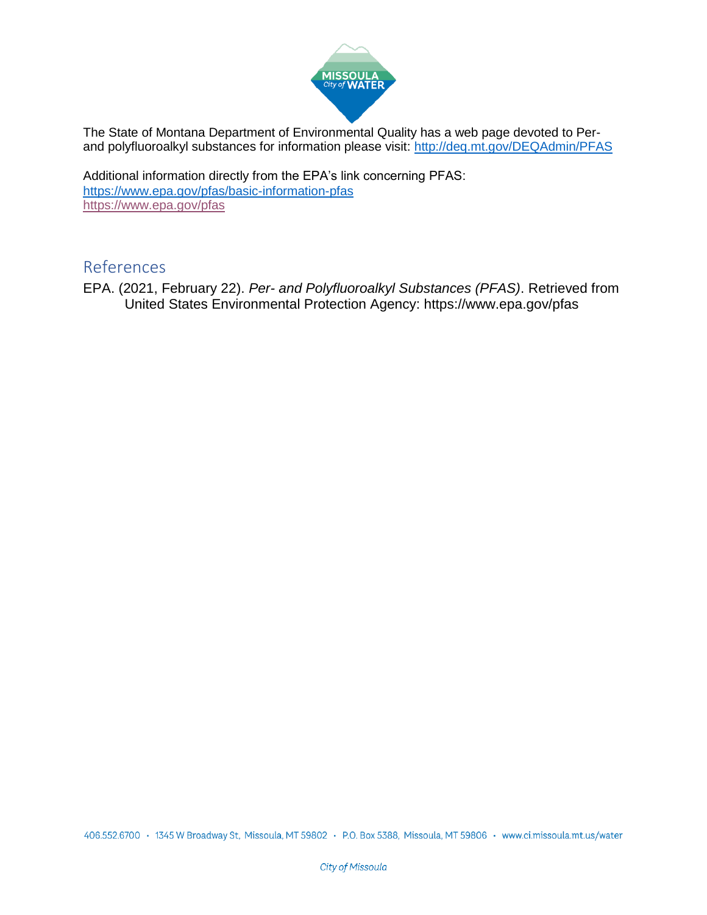The State of Montana Department of Environmental Quality has a web page devoted to Per- and polyfluoroalkyl substances for information please visit: [http://deq.mt.gov/DEQAdmin/PFAS](http://deq.mt.gov/DEQAdmin/PFAS)

Additional information directly from the EPA's link concerning PFAS:
[https://www.epa.gov/pfas/basic-information-pfas](https://www.epa.gov/pfas/basic-information-pfas)
[https://www.epa.gov/pfas](https://www.epa.gov/pfas)

## References

EPA. (2021, February 22). *Per- and Polyfluoroalkyl Substances (PFAS)*. Retrieved from United States Environmental Protection Agency: https://www.epa.gov/pfas